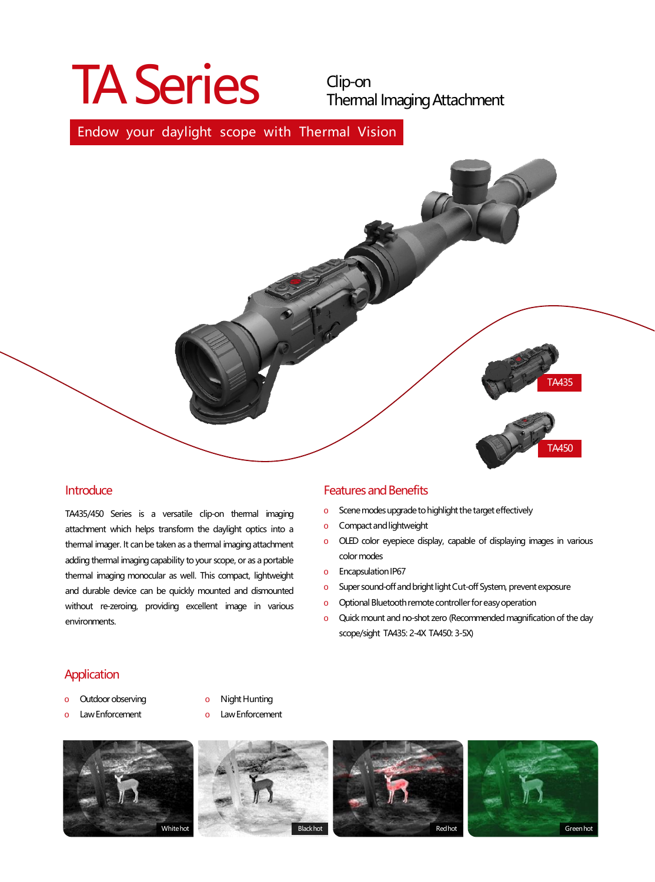# TA Series

Clip-on
Thermal Imaging Attachment

Endow your daylight scope with Thermal Vision

TA435

TA450

## Introduce

TA435/450 Series is a versatile clip-on thermal imaging attachment which helps transform the daylight optics into a thermal imager. It can be taken as a thermal imaging attachment adding thermal imaging capability to your scope, or as a portable thermal imaging monocular as well. This compact, lightweight and durable device can be quickly mounted and dismounted without re-zeroing, providing excellent image in various environments.

## Features and Benefits

- Scene modes upgrade to highlight the target effectively
- Compact and lightweight
- OLED color eyepiece display, capable of displaying images in various color modes
- Encapsulation IP67
- Super sound-off and bright light Cut-off System, prevent exposure
- Optional Bluetooth remote controller for easy operation
- Quick mount and no-shot zero (Recommended magnification of the day scope/sight TA435: 2-4X TA450: 3-5X)

## Application

- Outdoor observing
- Law Enforcement
- Night Hunting
- Law Enforcement

White hot | Black hot | Red hot | Green hot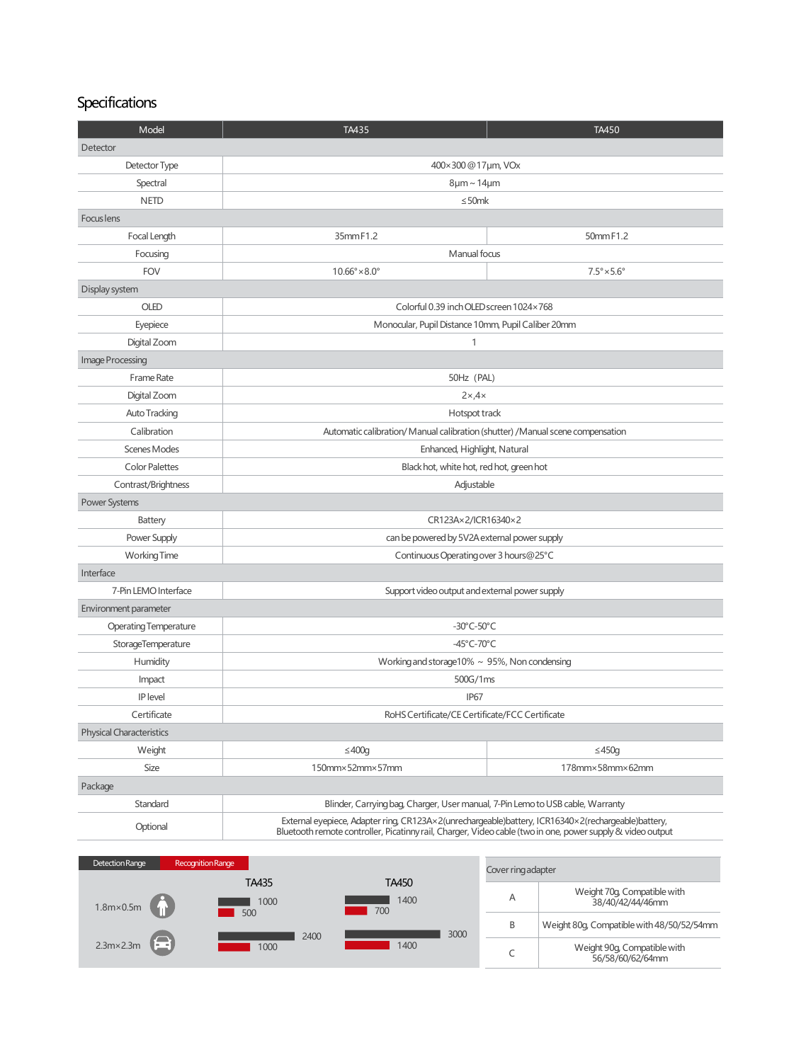# Specifications

| Model | TA435 | TA450 |
|---|---|---|
| **Detector** | | |
| Detector Type | 400×300@17μm, VOx | |
| Spectral | 8μm ~ 14μm | |
| NETD | ≤50mk | |
| **Focus lens** | | |
| Focal Length | 35mm F1.2 | 50mm F1.2 |
| Focusing | Manual focus | |
| FOV | 10.66°×8.0° | 7.5°×5.6° |
| **Display system** | | |
| OLED | Colorful 0.39 inch OLED screen 1024×768 | |
| Eyepiece | Monocular, Pupil Distance 10mm, Pupil Caliber 20mm | |
| Digital Zoom | 1 | |
| **Image Processing** | | |
| Frame Rate | 50Hz (PAL) | |
| Digital Zoom | 2×,4× | |
| Auto Tracking | Hotspot track | |
| Calibration | Automatic calibration/ Manual calibration (shutter) /Manual scene compensation | |
| Scenes Modes | Enhanced, Highlight, Natural | |
| Color Palettes | Black hot, white hot, red hot, green hot | |
| Contrast/Brightness | Adjustable | |
| **Power Systems** | | |
| Battery | CR123A×2/ICR16340×2 | |
| Power Supply | can be powered by 5V2A external power supply | |
| Working Time | Continuous Operating over 3 hours@25°C | |
| **Interface** | | |
| 7-Pin LEMO Interface | Support video output and external power supply | |
| **Environment parameter** | | |
| Operating Temperature | -30°C-50°C | |
| StorageTemperature | -45°C-70°C | |
| Humidity | Working and storage10% ~ 95%, Non condensing | |
| Impact | 500G/1ms | |
| IP level | IP67 | |
| Certificate | RoHS Certificate/CE Certificate/FCC Certificate | |
| **Physical Characteristics** | | |
| Weight | ≤400g | ≤450g |
| Size | 150mm×52mm×57mm | 178mm×58mm×62mm |
| **Package** | | |
| Standard | Blinder, Carrying bag, Charger, User manual, 7-Pin Lemo to USB cable, Warranty | |
| Optional | External eyepiece, Adapter ring, CR123A×2(unrechargeable)battery, ICR16340×2(rechargeable)battery, Bluetooth remote controller, Picatinny rail, Charger, Video cable (two in one, power supply & video output | |

Detection Range
Recognition Range

TA435
TA450

1.8m×0.5m
1000
500
1400
700

2.3m×2.3m
2400
1000
3000
1400

| Cover ring adapter | |
|---|---|
| A | Weight 70g, Compatible with 38/40/42/44/46mm |
| B | Weight 80g, Compatible with 48/50/52/54mm |
| C | Weight 90g, Compatible with 56/58/60/62/64mm |